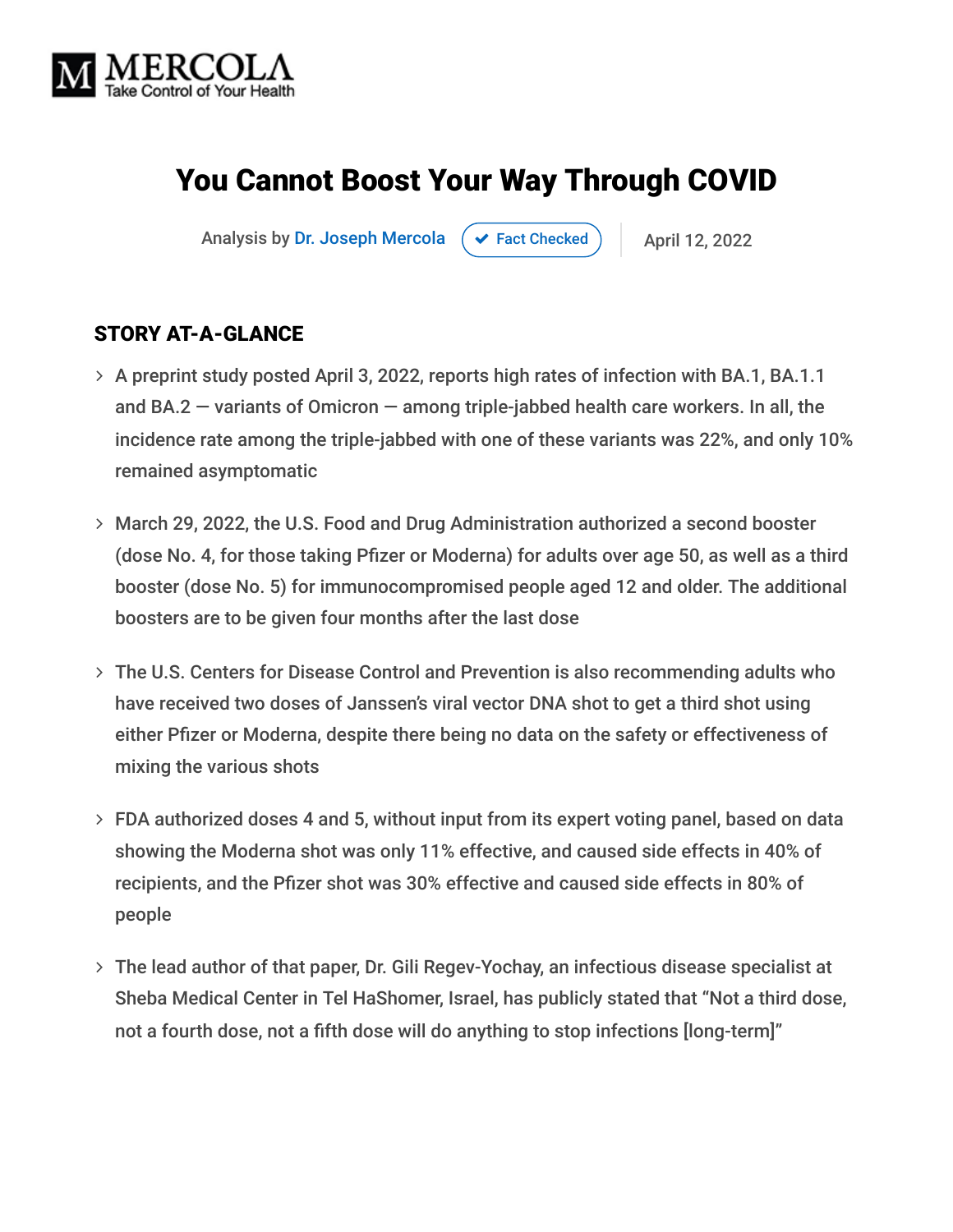MERCOLA
Take Control of Your Health

# You Cannot Boost Your Way Through COVID

Analysis by Dr. Joseph Mercola ✔ Fact Checked | April 12, 2022

## STORY AT-A-GLANCE

- A preprint study posted April 3, 2022, reports high rates of infection with BA.1, BA.1.1 and BA.2 — variants of Omicron — among triple-jabbed health care workers. In all, the incidence rate among the triple-jabbed with one of these variants was 22%, and only 10% remained asymptomatic
- March 29, 2022, the U.S. Food and Drug Administration authorized a second booster (dose No. 4, for those taking Pfizer or Moderna) for adults over age 50, as well as a third booster (dose No. 5) for immunocompromised people aged 12 and older. The additional boosters are to be given four months after the last dose
- The U.S. Centers for Disease Control and Prevention is also recommending adults who have received two doses of Janssen's viral vector DNA shot to get a third shot using either Pfizer or Moderna, despite there being no data on the safety or effectiveness of mixing the various shots
- FDA authorized doses 4 and 5, without input from its expert voting panel, based on data showing the Moderna shot was only 11% effective, and caused side effects in 40% of recipients, and the Pfizer shot was 30% effective and caused side effects in 80% of people
- The lead author of that paper, Dr. Gili Regev-Yochay, an infectious disease specialist at Sheba Medical Center in Tel HaShomer, Israel, has publicly stated that "Not a third dose, not a fourth dose, not a fifth dose will do anything to stop infections [long-term]"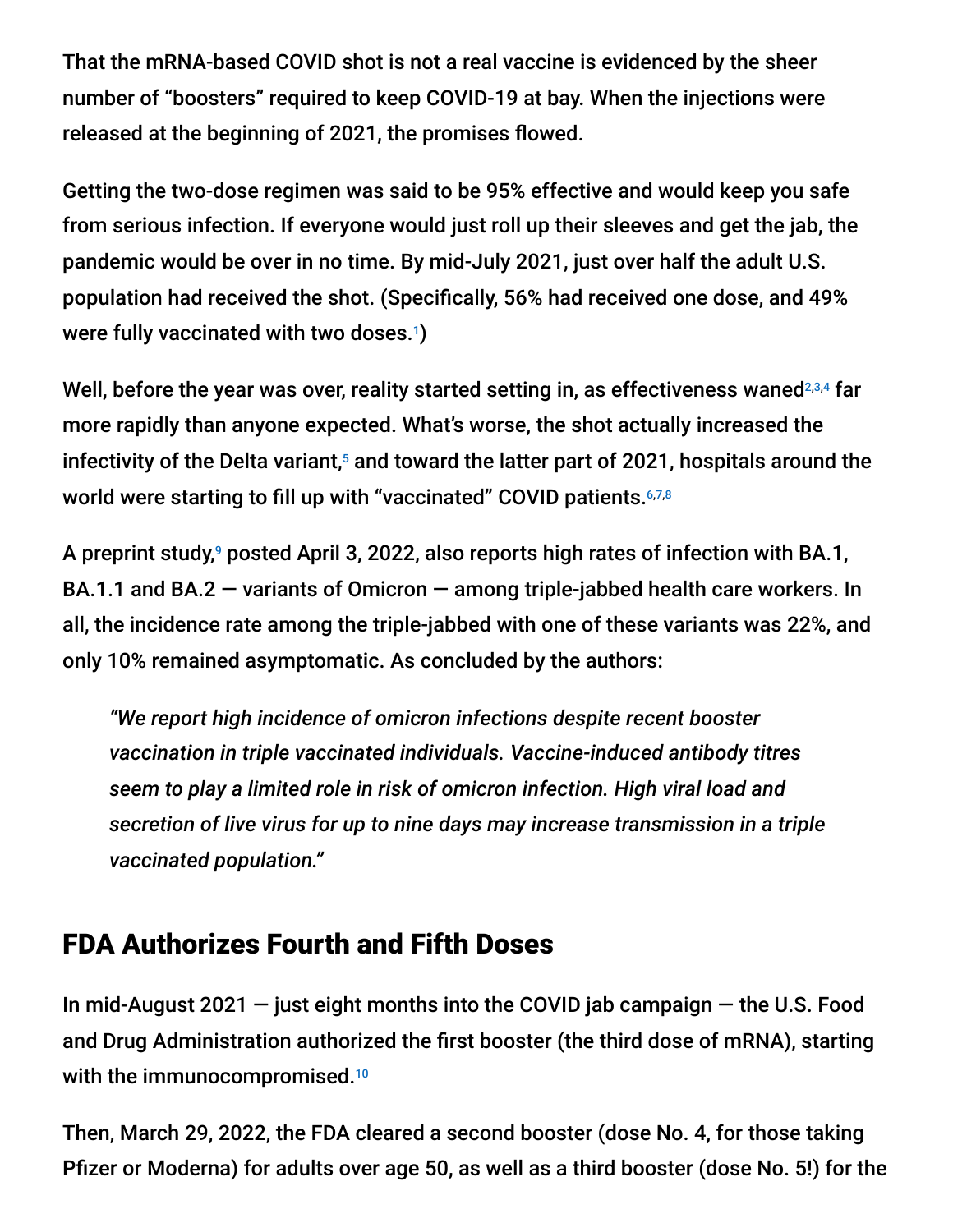That the mRNA-based COVID shot is not a real vaccine is evidenced by the sheer number of "boosters" required to keep COVID-19 at bay. When the injections were released at the beginning of 2021, the promises flowed.

Getting the two-dose regimen was said to be 95% effective and would keep you safe from serious infection. If everyone would just roll up their sleeves and get the jab, the pandemic would be over in no time. By mid-July 2021, just over half the adult U.S. population had received the shot. (Specifically, 56% had received one dose, and 49% were fully vaccinated with two doses.[1])

Well, before the year was over, reality started setting in, as effectiveness waned[2,3,4] far more rapidly than anyone expected. What's worse, the shot actually increased the infectivity of the Delta variant,[5] and toward the latter part of 2021, hospitals around the world were starting to fill up with "vaccinated" COVID patients.[6,7,8]

A preprint study,[9] posted April 3, 2022, also reports high rates of infection with BA.1, BA.1.1 and BA.2 — variants of Omicron — among triple-jabbed health care workers. In all, the incidence rate among the triple-jabbed with one of these variants was 22%, and only 10% remained asymptomatic. As concluded by the authors:

> *"We report high incidence of omicron infections despite recent booster vaccination in triple vaccinated individuals. Vaccine-induced antibody titres seem to play a limited role in risk of omicron infection. High viral load and secretion of live virus for up to nine days may increase transmission in a triple vaccinated population."*

## FDA Authorizes Fourth and Fifth Doses

In mid-August 2021 — just eight months into the COVID jab campaign — the U.S. Food and Drug Administration authorized the first booster (the third dose of mRNA), starting with the immunocompromised.[10]

Then, March 29, 2022, the FDA cleared a second booster (dose No. 4, for those taking Pfizer or Moderna) for adults over age 50, as well as a third booster (dose No. 5!) for the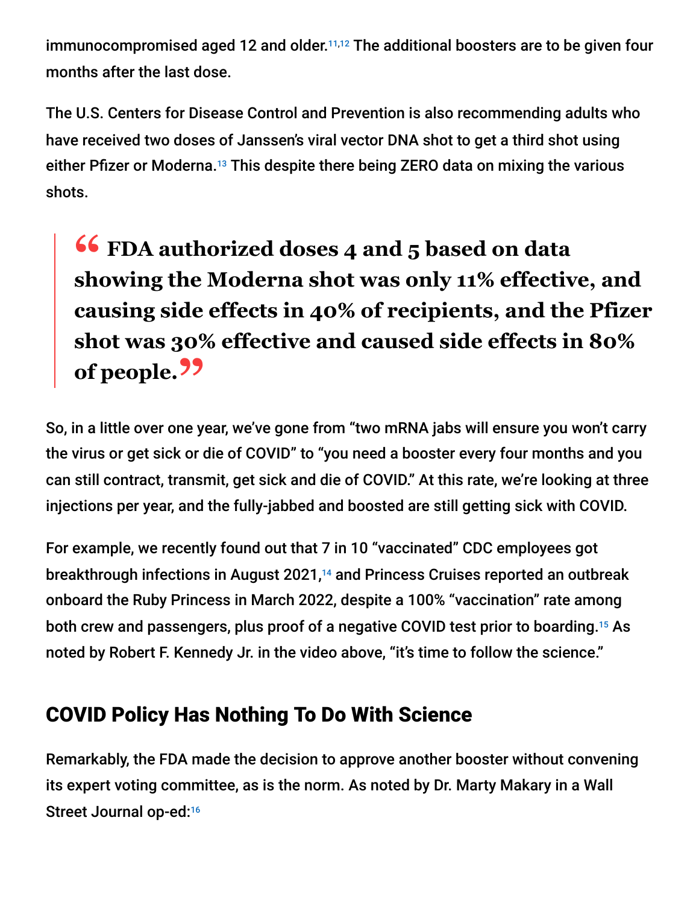immunocompromised aged 12 and older.[11,12] The additional boosters are to be given four months after the last dose.

The U.S. Centers for Disease Control and Prevention is also recommending adults who have received two doses of Janssen's viral vector DNA shot to get a third shot using either Pfizer or Moderna.[13] This despite there being ZERO data on mixing the various shots.

> **"FDA authorized doses 4 and 5 based on data showing the Moderna shot was only 11% effective, and causing side effects in 40% of recipients, and the Pfizer shot was 30% effective and caused side effects in 80% of people."**

So, in a little over one year, we've gone from "two mRNA jabs will ensure you won't carry the virus or get sick or die of COVID" to "you need a booster every four months and you can still contract, transmit, get sick and die of COVID." At this rate, we're looking at three injections per year, and the fully-jabbed and boosted are still getting sick with COVID.

For example, we recently found out that 7 in 10 "vaccinated" CDC employees got breakthrough infections in August 2021,[14] and Princess Cruises reported an outbreak onboard the Ruby Princess in March 2022, despite a 100% "vaccination" rate among both crew and passengers, plus proof of a negative COVID test prior to boarding.[15] As noted by Robert F. Kennedy Jr. in the video above, "it's time to follow the science."

## COVID Policy Has Nothing To Do With Science

Remarkably, the FDA made the decision to approve another booster without convening its expert voting committee, as is the norm. As noted by Dr. Marty Makary in a Wall Street Journal op-ed:[16]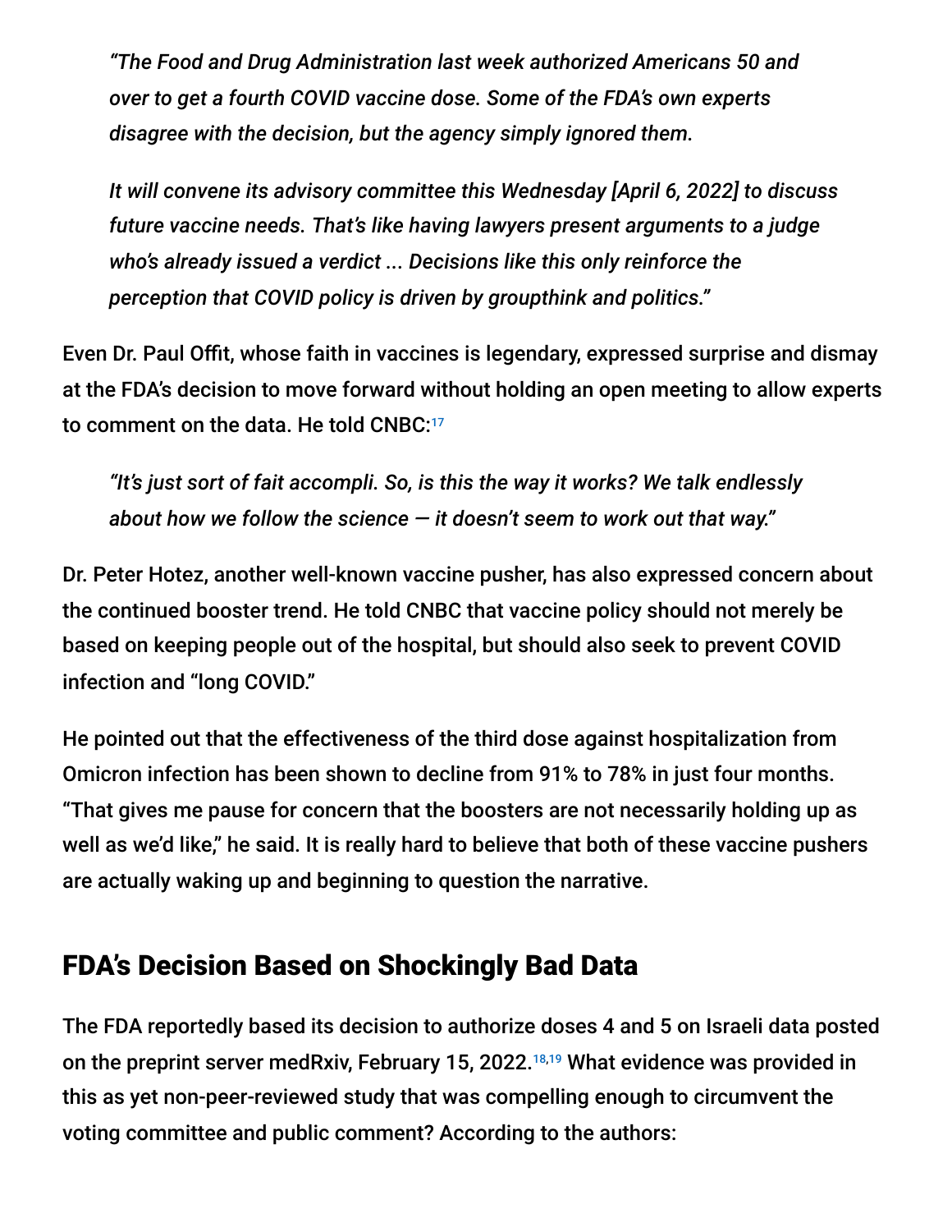> *"The Food and Drug Administration last week authorized Americans 50 and over to get a fourth COVID vaccine dose. Some of the FDA's own experts disagree with the decision, but the agency simply ignored them.*
>
> *It will convene its advisory committee this Wednesday [April 6, 2022] to discuss future vaccine needs. That's like having lawyers present arguments to a judge who's already issued a verdict ... Decisions like this only reinforce the perception that COVID policy is driven by groupthink and politics."*

Even Dr. Paul Offit, whose faith in vaccines is legendary, expressed surprise and dismay at the FDA's decision to move forward without holding an open meeting to allow experts to comment on the data. He told CNBC:[17]

> *"It's just sort of fait accompli. So, is this the way it works? We talk endlessly about how we follow the science — it doesn't seem to work out that way."*

Dr. Peter Hotez, another well-known vaccine pusher, has also expressed concern about the continued booster trend. He told CNBC that vaccine policy should not merely be based on keeping people out of the hospital, but should also seek to prevent COVID infection and "long COVID."

He pointed out that the effectiveness of the third dose against hospitalization from Omicron infection has been shown to decline from 91% to 78% in just four months. "That gives me pause for concern that the boosters are not necessarily holding up as well as we'd like," he said. It is really hard to believe that both of these vaccine pushers are actually waking up and beginning to question the narrative.

## FDA's Decision Based on Shockingly Bad Data

The FDA reportedly based its decision to authorize doses 4 and 5 on Israeli data posted on the preprint server medRxiv, February 15, 2022.[18,19] What evidence was provided in this as yet non-peer-reviewed study that was compelling enough to circumvent the voting committee and public comment? According to the authors: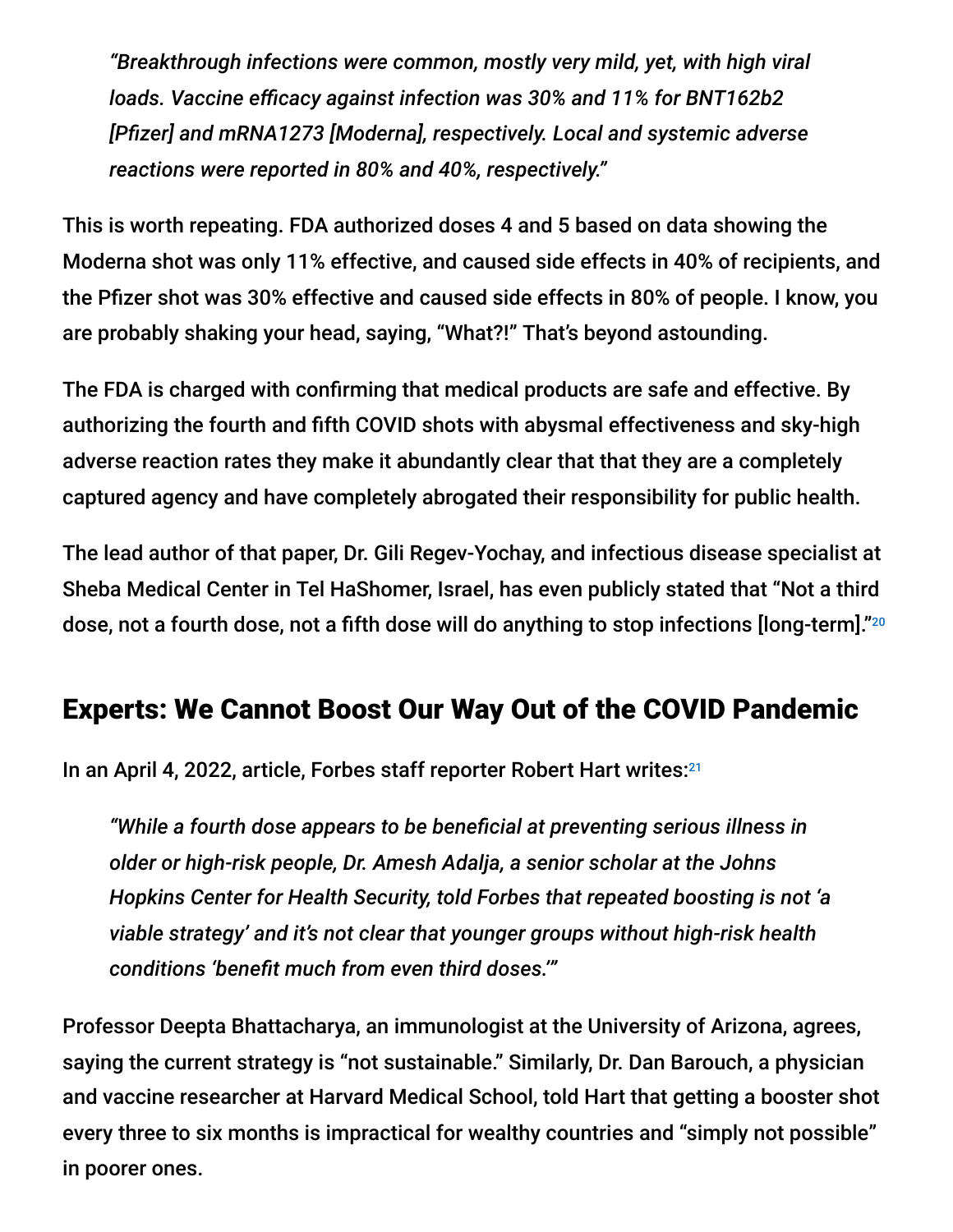> *"Breakthrough infections were common, mostly very mild, yet, with high viral loads. Vaccine efficacy against infection was 30% and 11% for BNT162b2 [Pfizer] and mRNA1273 [Moderna], respectively. Local and systemic adverse reactions were reported in 80% and 40%, respectively."*

This is worth repeating. FDA authorized doses 4 and 5 based on data showing the Moderna shot was only 11% effective, and caused side effects in 40% of recipients, and the Pfizer shot was 30% effective and caused side effects in 80% of people. I know, you are probably shaking your head, saying, "What?!" That's beyond astounding.

The FDA is charged with confirming that medical products are safe and effective. By authorizing the fourth and fifth COVID shots with abysmal effectiveness and sky-high adverse reaction rates they make it abundantly clear that that they are a completely captured agency and have completely abrogated their responsibility for public health.

The lead author of that paper, Dr. Gili Regev-Yochay, and infectious disease specialist at Sheba Medical Center in Tel HaShomer, Israel, has even publicly stated that "Not a third dose, not a fourth dose, not a fifth dose will do anything to stop infections [long-term]."[20]

## Experts: We Cannot Boost Our Way Out of the COVID Pandemic

In an April 4, 2022, article, Forbes staff reporter Robert Hart writes:[21]

> *"While a fourth dose appears to be beneficial at preventing serious illness in older or high-risk people, Dr. Amesh Adalja, a senior scholar at the Johns Hopkins Center for Health Security, told Forbes that repeated boosting is not 'a viable strategy' and it's not clear that younger groups without high-risk health conditions 'benefit much from even third doses.'"*

Professor Deepta Bhattacharya, an immunologist at the University of Arizona, agrees, saying the current strategy is "not sustainable." Similarly, Dr. Dan Barouch, a physician and vaccine researcher at Harvard Medical School, told Hart that getting a booster shot every three to six months is impractical for wealthy countries and "simply not possible" in poorer ones.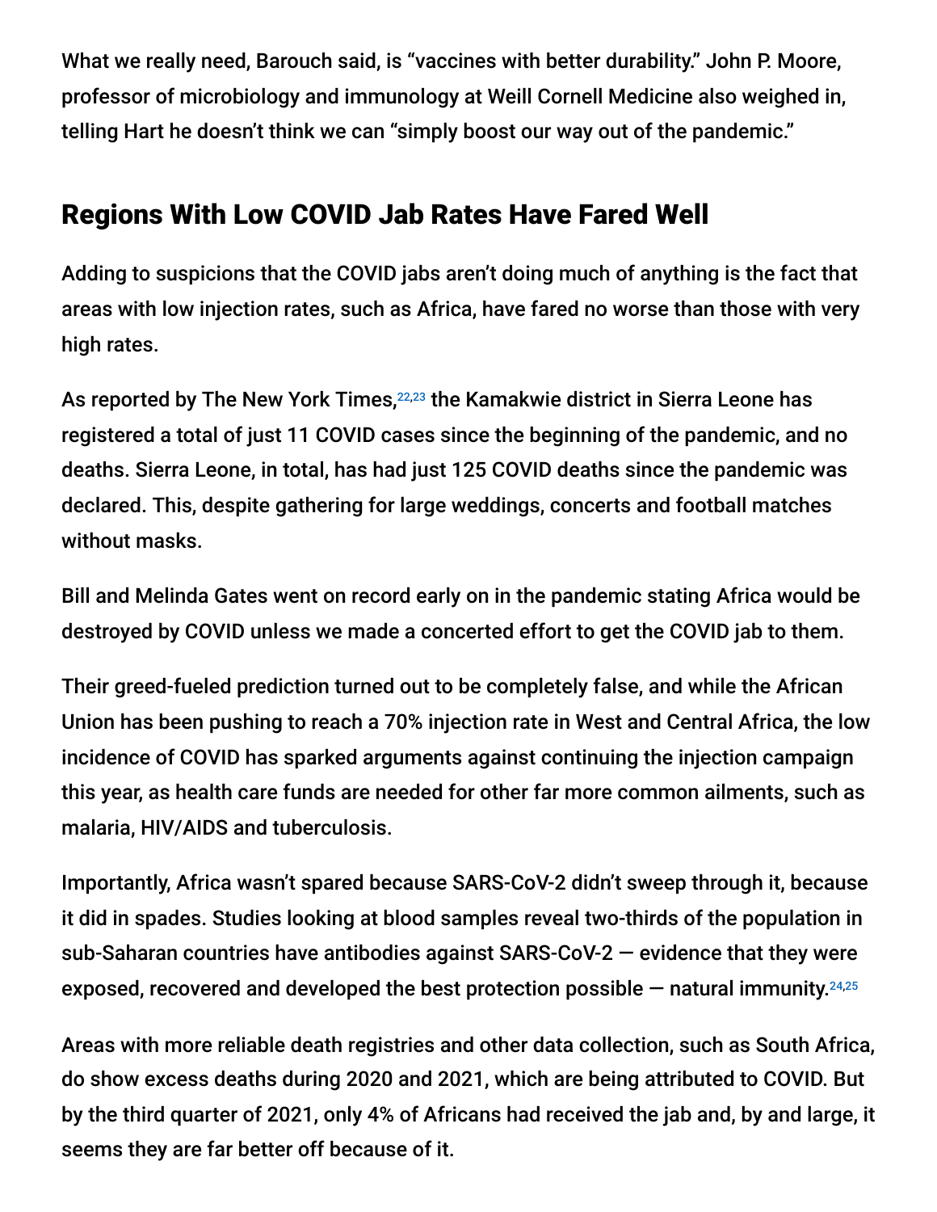What we really need, Barouch said, is "vaccines with better durability." John P. Moore, professor of microbiology and immunology at Weill Cornell Medicine also weighed in, telling Hart he doesn't think we can "simply boost our way out of the pandemic."

## Regions With Low COVID Jab Rates Have Fared Well

Adding to suspicions that the COVID jabs aren't doing much of anything is the fact that areas with low injection rates, such as Africa, have fared no worse than those with very high rates.

As reported by The New York Times,[22,23] the Kamakwie district in Sierra Leone has registered a total of just 11 COVID cases since the beginning of the pandemic, and no deaths. Sierra Leone, in total, has had just 125 COVID deaths since the pandemic was declared. This, despite gathering for large weddings, concerts and football matches without masks.

Bill and Melinda Gates went on record early on in the pandemic stating Africa would be destroyed by COVID unless we made a concerted effort to get the COVID jab to them.

Their greed-fueled prediction turned out to be completely false, and while the African Union has been pushing to reach a 70% injection rate in West and Central Africa, the low incidence of COVID has sparked arguments against continuing the injection campaign this year, as health care funds are needed for other far more common ailments, such as malaria, HIV/AIDS and tuberculosis.

Importantly, Africa wasn't spared because SARS-CoV-2 didn't sweep through it, because it did in spades. Studies looking at blood samples reveal two-thirds of the population in sub-Saharan countries have antibodies against SARS-CoV-2 — evidence that they were exposed, recovered and developed the best protection possible — natural immunity.[24,25]

Areas with more reliable death registries and other data collection, such as South Africa, do show excess deaths during 2020 and 2021, which are being attributed to COVID. But by the third quarter of 2021, only 4% of Africans had received the jab and, by and large, it seems they are far better off because of it.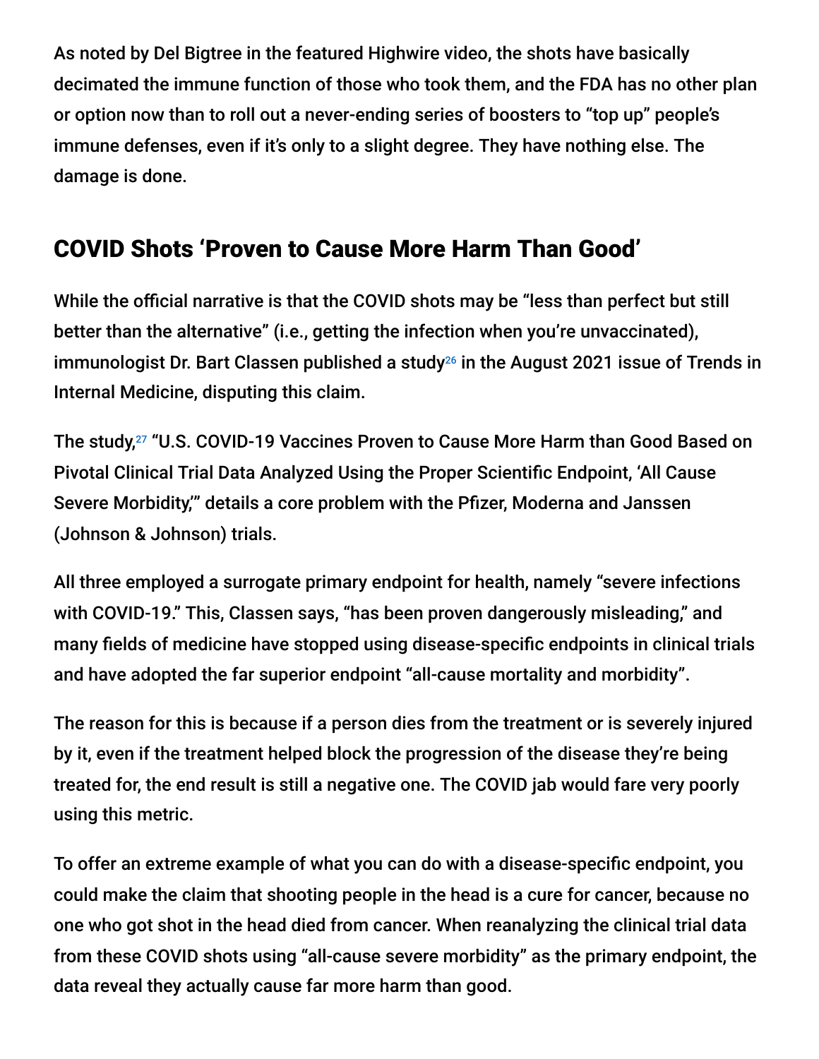As noted by Del Bigtree in the featured Highwire video, the shots have basically decimated the immune function of those who took them, and the FDA has no other plan or option now than to roll out a never-ending series of boosters to "top up" people's immune defenses, even if it's only to a slight degree. They have nothing else. The damage is done.

## COVID Shots 'Proven to Cause More Harm Than Good'

While the official narrative is that the COVID shots may be "less than perfect but still better than the alternative" (i.e., getting the infection when you're unvaccinated), immunologist Dr. Bart Classen published a study[26] in the August 2021 issue of Trends in Internal Medicine, disputing this claim.

The study,[27] "U.S. COVID-19 Vaccines Proven to Cause More Harm than Good Based on Pivotal Clinical Trial Data Analyzed Using the Proper Scientific Endpoint, 'All Cause Severe Morbidity,'" details a core problem with the Pfizer, Moderna and Janssen (Johnson & Johnson) trials.

All three employed a surrogate primary endpoint for health, namely "severe infections with COVID-19." This, Classen says, "has been proven dangerously misleading," and many fields of medicine have stopped using disease-specific endpoints in clinical trials and have adopted the far superior endpoint "all-cause mortality and morbidity".

The reason for this is because if a person dies from the treatment or is severely injured by it, even if the treatment helped block the progression of the disease they're being treated for, the end result is still a negative one. The COVID jab would fare very poorly using this metric.

To offer an extreme example of what you can do with a disease-specific endpoint, you could make the claim that shooting people in the head is a cure for cancer, because no one who got shot in the head died from cancer. When reanalyzing the clinical trial data from these COVID shots using "all-cause severe morbidity" as the primary endpoint, the data reveal they actually cause far more harm than good.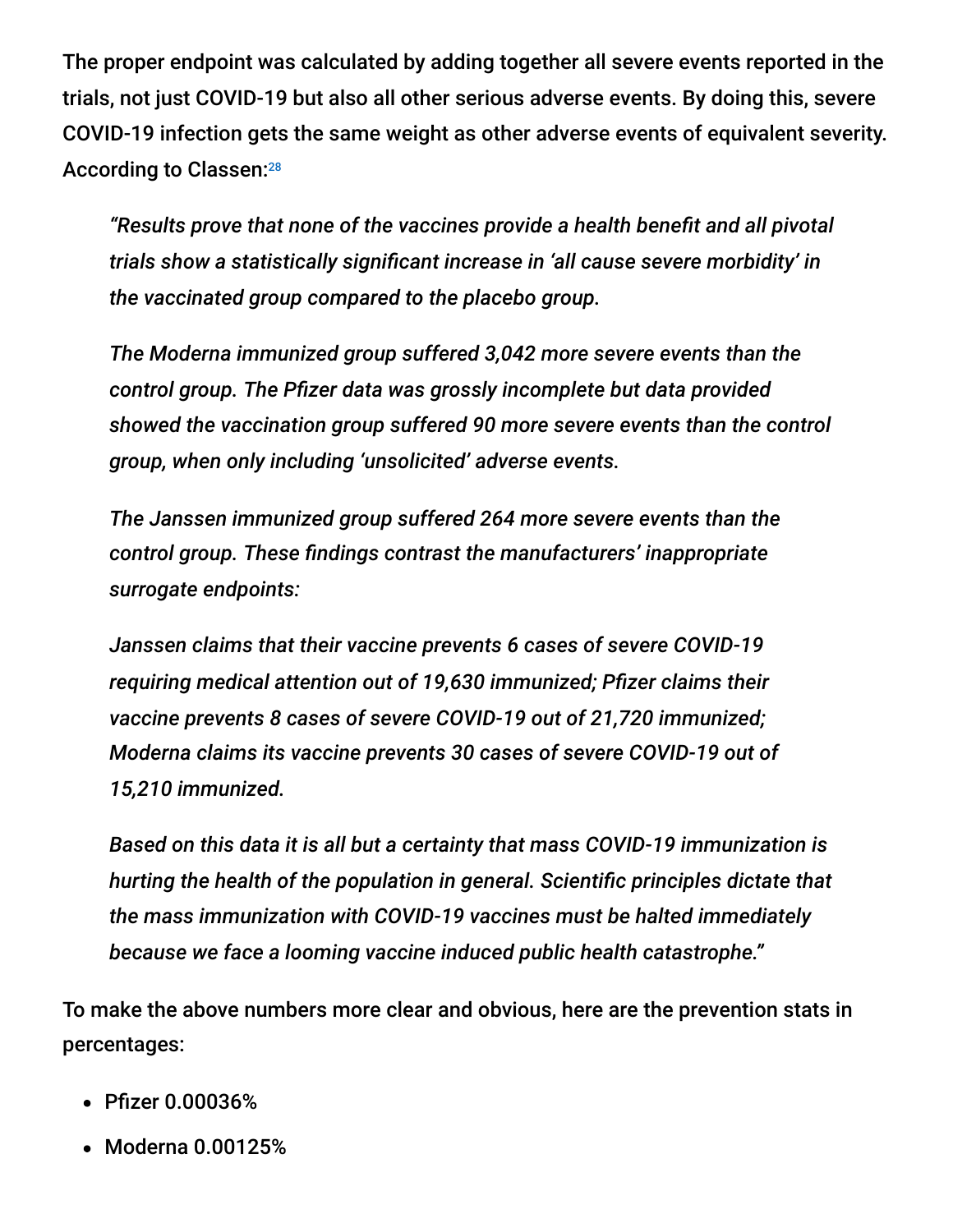The proper endpoint was calculated by adding together all severe events reported in the trials, not just COVID-19 but also all other serious adverse events. By doing this, severe COVID-19 infection gets the same weight as other adverse events of equivalent severity. According to Classen:[28]

> *"Results prove that none of the vaccines provide a health benefit and all pivotal trials show a statistically significant increase in 'all cause severe morbidity' in the vaccinated group compared to the placebo group.*
>
> *The Moderna immunized group suffered 3,042 more severe events than the control group. The Pfizer data was grossly incomplete but data provided showed the vaccination group suffered 90 more severe events than the control group, when only including 'unsolicited' adverse events.*
>
> *The Janssen immunized group suffered 264 more severe events than the control group. These findings contrast the manufacturers' inappropriate surrogate endpoints:*
>
> *Janssen claims that their vaccine prevents 6 cases of severe COVID-19 requiring medical attention out of 19,630 immunized; Pfizer claims their vaccine prevents 8 cases of severe COVID-19 out of 21,720 immunized; Moderna claims its vaccine prevents 30 cases of severe COVID-19 out of 15,210 immunized.*
>
> *Based on this data it is all but a certainty that mass COVID-19 immunization is hurting the health of the population in general. Scientific principles dictate that the mass immunization with COVID-19 vaccines must be halted immediately because we face a looming vaccine induced public health catastrophe."*

To make the above numbers more clear and obvious, here are the prevention stats in percentages:

- Pfizer 0.00036%
- Moderna 0.00125%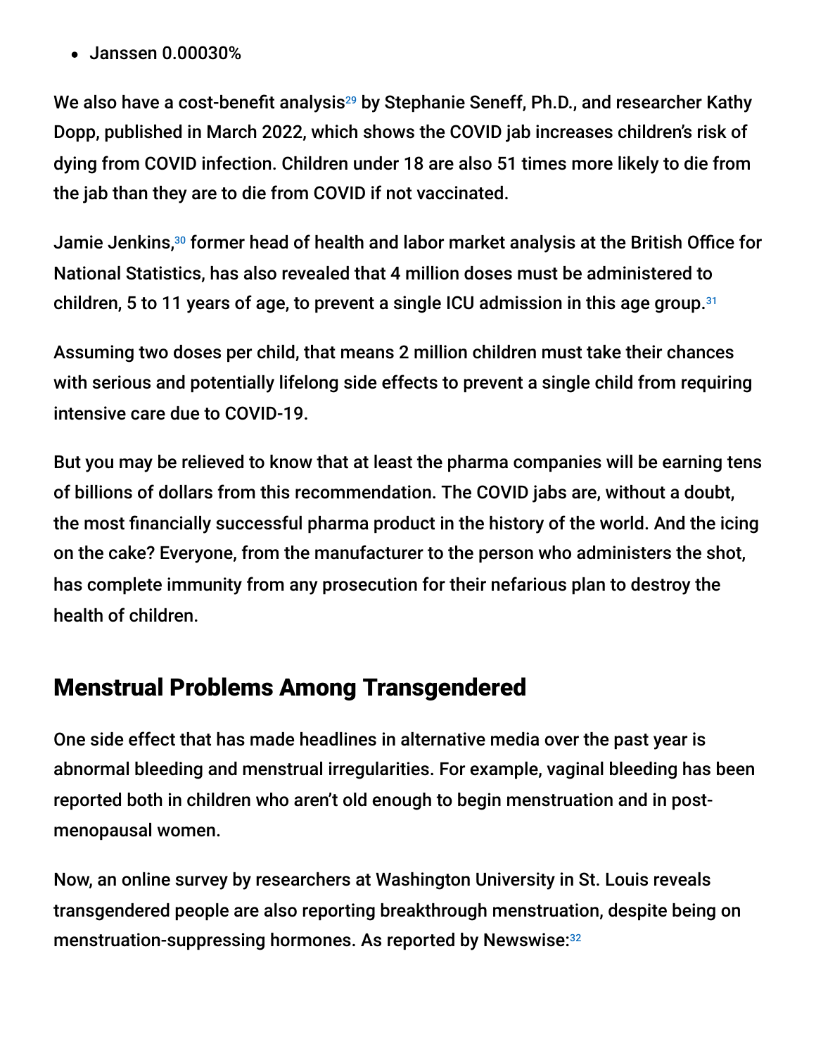- Janssen 0.00030%

We also have a cost-benefit analysis[29] by Stephanie Seneff, Ph.D., and researcher Kathy Dopp, published in March 2022, which shows the COVID jab increases children's risk of dying from COVID infection. Children under 18 are also 51 times more likely to die from the jab than they are to die from COVID if not vaccinated.

Jamie Jenkins,[30] former head of health and labor market analysis at the British Office for National Statistics, has also revealed that 4 million doses must be administered to children, 5 to 11 years of age, to prevent a single ICU admission in this age group.[31]

Assuming two doses per child, that means 2 million children must take their chances with serious and potentially lifelong side effects to prevent a single child from requiring intensive care due to COVID-19.

But you may be relieved to know that at least the pharma companies will be earning tens of billions of dollars from this recommendation. The COVID jabs are, without a doubt, the most financially successful pharma product in the history of the world. And the icing on the cake? Everyone, from the manufacturer to the person who administers the shot, has complete immunity from any prosecution for their nefarious plan to destroy the health of children.

## Menstrual Problems Among Transgendered

One side effect that has made headlines in alternative media over the past year is abnormal bleeding and menstrual irregularities. For example, vaginal bleeding has been reported both in children who aren't old enough to begin menstruation and in post-menopausal women.

Now, an online survey by researchers at Washington University in St. Louis reveals transgendered people are also reporting breakthrough menstruation, despite being on menstruation-suppressing hormones. As reported by Newswise:[32]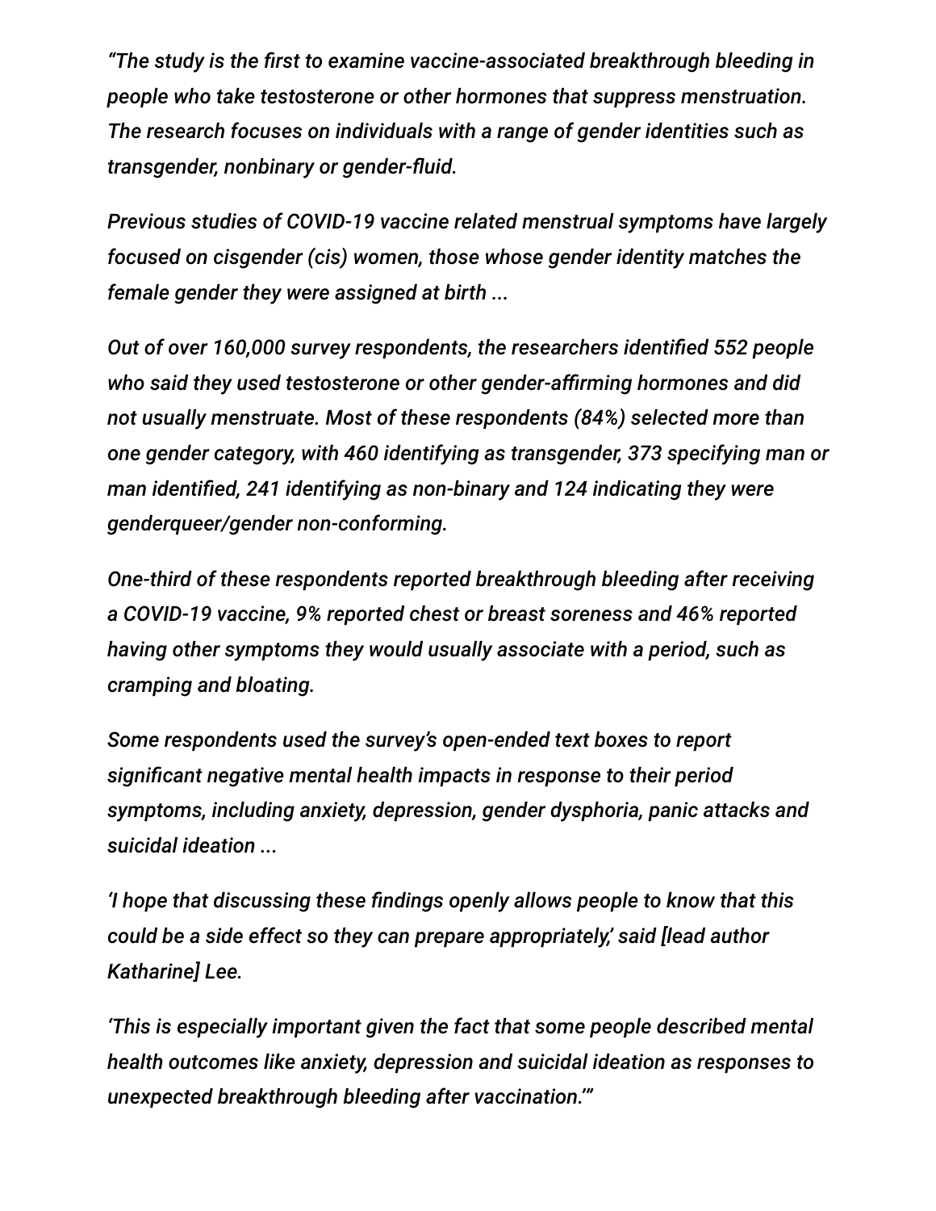*"The study is the first to examine vaccine-associated breakthrough bleeding in people who take testosterone or other hormones that suppress menstruation. The research focuses on individuals with a range of gender identities such as transgender, nonbinary or gender-fluid.*

*Previous studies of COVID-19 vaccine related menstrual symptoms have largely focused on cisgender (cis) women, those whose gender identity matches the female gender they were assigned at birth ...*

*Out of over 160,000 survey respondents, the researchers identified 552 people who said they used testosterone or other gender-affirming hormones and did not usually menstruate. Most of these respondents (84%) selected more than one gender category, with 460 identifying as transgender, 373 specifying man or man identified, 241 identifying as non-binary and 124 indicating they were genderqueer/gender non-conforming.*

*One-third of these respondents reported breakthrough bleeding after receiving a COVID-19 vaccine, 9% reported chest or breast soreness and 46% reported having other symptoms they would usually associate with a period, such as cramping and bloating.*

*Some respondents used the survey's open-ended text boxes to report significant negative mental health impacts in response to their period symptoms, including anxiety, depression, gender dysphoria, panic attacks and suicidal ideation ...*

*'I hope that discussing these findings openly allows people to know that this could be a side effect so they can prepare appropriately,' said [lead author Katharine] Lee.*

*'This is especially important given the fact that some people described mental health outcomes like anxiety, depression and suicidal ideation as responses to unexpected breakthrough bleeding after vaccination.'"*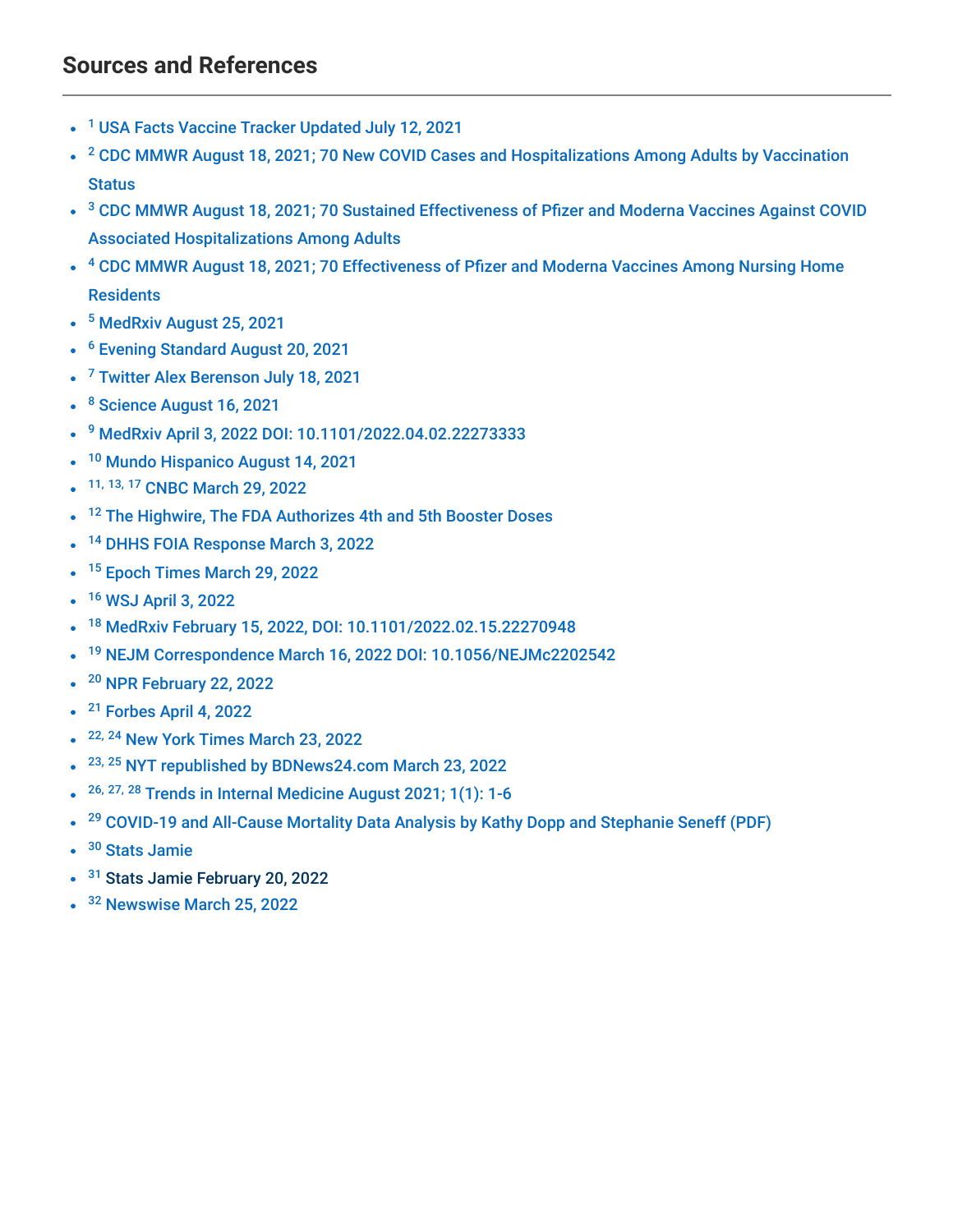## Sources and References

- [1] USA Facts Vaccine Tracker Updated July 12, 2021
- [2] CDC MMWR August 18, 2021; 70 New COVID Cases and Hospitalizations Among Adults by Vaccination Status
- [3] CDC MMWR August 18, 2021; 70 Sustained Effectiveness of Pfizer and Moderna Vaccines Against COVID Associated Hospitalizations Among Adults
- [4] CDC MMWR August 18, 2021; 70 Effectiveness of Pfizer and Moderna Vaccines Among Nursing Home Residents
- [5] MedRxiv August 25, 2021
- [6] Evening Standard August 20, 2021
- [7] Twitter Alex Berenson July 18, 2021
- [8] Science August 16, 2021
- [9] MedRxiv April 3, 2022 DOI: 10.1101/2022.04.02.22273333
- [10] Mundo Hispanico August 14, 2021
- [11, 13, 17] CNBC March 29, 2022
- [12] The Highwire, The FDA Authorizes 4th and 5th Booster Doses
- [14] DHHS FOIA Response March 3, 2022
- [15] Epoch Times March 29, 2022
- [16] WSJ April 3, 2022
- [18] MedRxiv February 15, 2022, DOI: 10.1101/2022.02.15.22270948
- [19] NEJM Correspondence March 16, 2022 DOI: 10.1056/NEJMc2202542
- [20] NPR February 22, 2022
- [21] Forbes April 4, 2022
- [22, 24] New York Times March 23, 2022
- [23, 25] NYT republished by BDNews24.com March 23, 2022
- [26, 27, 28] Trends in Internal Medicine August 2021; 1(1): 1-6
- [29] COVID-19 and All-Cause Mortality Data Analysis by Kathy Dopp and Stephanie Seneff (PDF)
- [30] Stats Jamie
- [31] Stats Jamie February 20, 2022
- [32] Newswise March 25, 2022